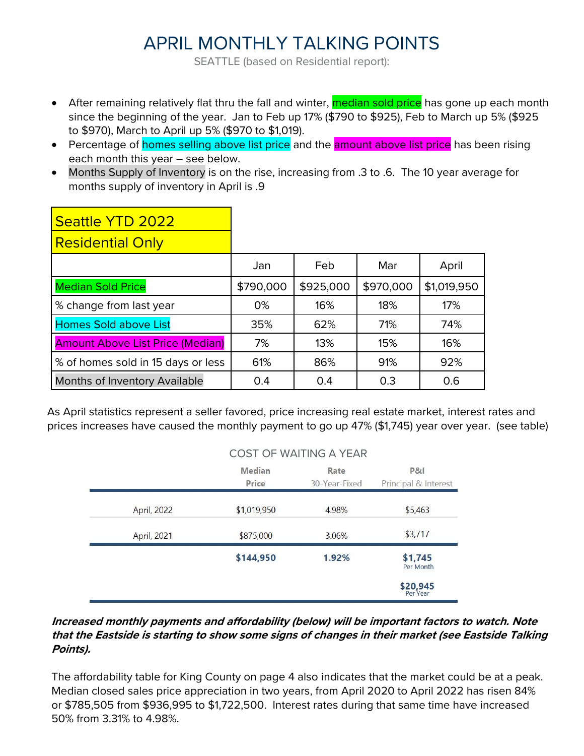# APRIL MONTHLY TALKING POINTS

SEATTLE (based on Residential report):

- After remaining relatively flat thru the fall and winter, median sold price has gone up each month since the beginning of the year. Jan to Feb up 17% ($790 to $925), Feb to March up 5% ($925 to $970), March to April up 5% ($970 to $1,019).
- Percentage of homes selling above list price and the amount above list price has been rising each month this year – see below.
- Months Supply of Inventory is on the rise, increasing from .3 to .6. The 10 year average for months supply of inventory in April is .9

| Seattle YTD 2022 Residential Only | Jan | Feb | Mar | April |
|---|---|---|---|---|
| Median Sold Price | $790,000 | $925,000 | $970,000 | $1,019,950 |
| % change from last year | 0% | 16% | 18% | 17% |
| Homes Sold above List | 35% | 62% | 71% | 74% |
| Amount Above List Price (Median) | 7% | 13% | 15% | 16% |
| % of homes sold in 15 days or less | 61% | 86% | 91% | 92% |
| Months of Inventory Available | 0.4 | 0.4 | 0.3 | 0.6 |

As April statistics represent a seller favored, price increasing real estate market, interest rates and prices increases have caused the monthly payment to go up 47% ($1,745) year over year. (see table)

COST OF WAITING A YEAR

| | Median Price | Rate 30-Year-Fixed | P&I Principal & Interest |
|---|---|---|---|
| April, 2022 | $1,019,950 | 4.98% | $5,463 |
| April, 2021 | $875,000 | 3.06% | $3,717 |
| | **$144,950** | **1.92%** | **$1,745** Per Month |
| | | | **$20,945** Per Year |

***Increased monthly payments and affordability (below) will be important factors to watch. Note that the Eastside is starting to show some signs of changes in their market (see Eastside Talking Points).***

The affordability table for King County on page 4 also indicates that the market could be at a peak. Median closed sales price appreciation in two years, from April 2020 to April 2022 has risen 84% or $785,505 from $936,995 to $1,722,500. Interest rates during that same time have increased 50% from 3.31% to 4.98%.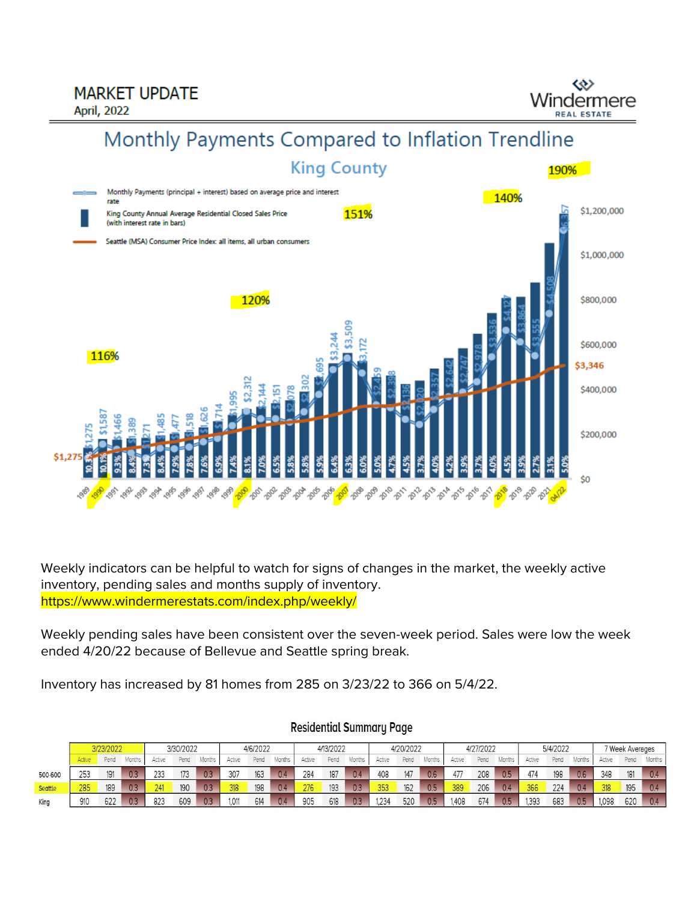# MARKET UPDATE

April, 2022

## Monthly Payments Compared to Inflation Trendline

### King County

- Monthly Payments (principal + interest) based on average price and interest rate
- King County Annual Average Residential Closed Sales Price (with interest rate in bars)
- Seattle (MSA) Consumer Price Index: all items, all urban consumers

116% | 120% | 151% | 140% | 190%

Weekly indicators can be helpful to watch for signs of changes in the market, the weekly active inventory, pending sales and months supply of inventory.
https://www.windermerestats.com/index.php/weekly/

Weekly pending sales have been consistent over the seven-week period. Sales were low the week ended 4/20/22 because of Bellevue and Seattle spring break.

Inventory has increased by 81 homes from 285 on 3/23/22 to 366 on 5/4/22.

### Residential Summary Page

| | 3/23/2022 | | | 3/30/2022 | | | 4/6/2022 | | | 4/13/2022 | | | 4/20/2022 | | | 4/27/2022 | | | 5/4/2022 | | | 7 Week Averages | | |
|---|---|---|---|---|---|---|---|---|---|---|---|---|---|---|---|---|---|---|---|---|---|---|---|---|
| | Active | Pend | Months | Active | Pend | Months | Active | Pend | Months | Active | Pend | Months | Active | Pend | Months | Active | Pend | Months | Active | Pend | Months | Active | Pend | Months |
| 500-600 | 253 | 191 | 0.3 | 233 | 173 | 0.3 | 307 | 163 | 0.4 | 284 | 187 | 0.4 | 408 | 147 | 0.6 | 477 | 208 | 0.5 | 474 | 198 | 0.6 | 348 | 181 | 0.4 |
| Seattle | 285 | 189 | 0.3 | 241 | 190 | 0.3 | 318 | 198 | 0.4 | 276 | 193 | 0.3 | 353 | 162 | 0.5 | 389 | 206 | 0.4 | 366 | 224 | 0.4 | 318 | 195 | 0.4 |
| King | 910 | 622 | 0.3 | 823 | 609 | 0.3 | 1,011 | 614 | 0.4 | 905 | 618 | 0.3 | 1,234 | 520 | 0.5 | 1,408 | 674 | 0.5 | 1,393 | 683 | 0.5 | 1,098 | 620 | 0.4 |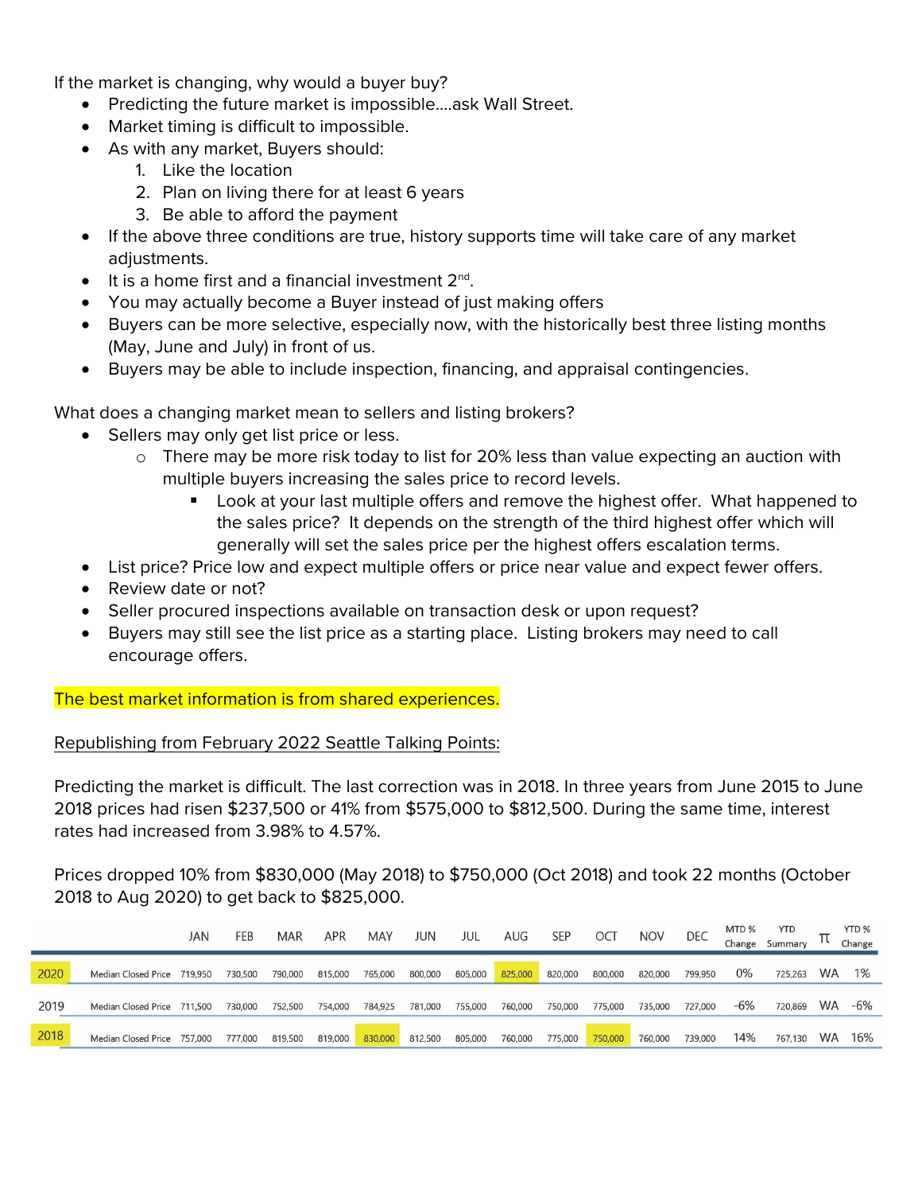If the market is changing, why would a buyer buy?

- Predicting the future market is impossible….ask Wall Street.
- Market timing is difficult to impossible.
- As with any market, Buyers should:
    1. Like the location
    2. Plan on living there for at least 6 years
    3. Be able to afford the payment
- If the above three conditions are true, history supports time will take care of any market adjustments.
- It is a home first and a financial investment 2nd.
- You may actually become a Buyer instead of just making offers
- Buyers can be more selective, especially now, with the historically best three listing months (May, June and July) in front of us.
- Buyers may be able to include inspection, financing, and appraisal contingencies.

What does a changing market mean to sellers and listing brokers?

- Sellers may only get list price or less.
    - There may be more risk today to list for 20% less than value expecting an auction with multiple buyers increasing the sales price to record levels.
        - Look at your last multiple offers and remove the highest offer. What happened to the sales price? It depends on the strength of the third highest offer which will generally will set the sales price per the highest offers escalation terms.
- List price? Price low and expect multiple offers or price near value and expect fewer offers.
- Review date or not?
- Seller procured inspections available on transaction desk or upon request?
- Buyers may still see the list price as a starting place. Listing brokers may need to call encourage offers.

The best market information is from shared experiences.

Republishing from February 2022 Seattle Talking Points:

Predicting the market is difficult. The last correction was in 2018. In three years from June 2015 to June 2018 prices had risen $237,500 or 41% from $575,000 to $812,500. During the same time, interest rates had increased from 3.98% to 4.57%.

Prices dropped 10% from $830,000 (May 2018) to $750,000 (Oct 2018) and took 22 months (October 2018 to Aug 2020) to get back to $825,000.

| | | JAN | FEB | MAR | APR | MAY | JUN | JUL | AUG | SEP | OCT | NOV | DEC | MTD % Change | YTD Summary | π | YTD % Change |
|---|---|---|---|---|---|---|---|---|---|---|---|---|---|---|---|---|---|
| 2020 | Median Closed Price | 719,950 | 730,500 | 790,000 | 815,000 | 765,000 | 800,000 | 805,000 | 825,000 | 820,000 | 800,000 | 820,000 | 799,950 | 0% | 725,263 | WA | 1% |
| 2019 | Median Closed Price | 711,500 | 730,000 | 752,500 | 754,000 | 784,925 | 781,000 | 755,000 | 760,000 | 750,000 | 775,000 | 735,000 | 727,000 | -6% | 720,869 | WA | -6% |
| 2018 | Median Closed Price | 757,000 | 777,000 | 819,500 | 819,000 | 830,000 | 812,500 | 805,000 | 760,000 | 775,000 | 750,000 | 760,000 | 739,000 | 14% | 767,130 | WA | 16% |